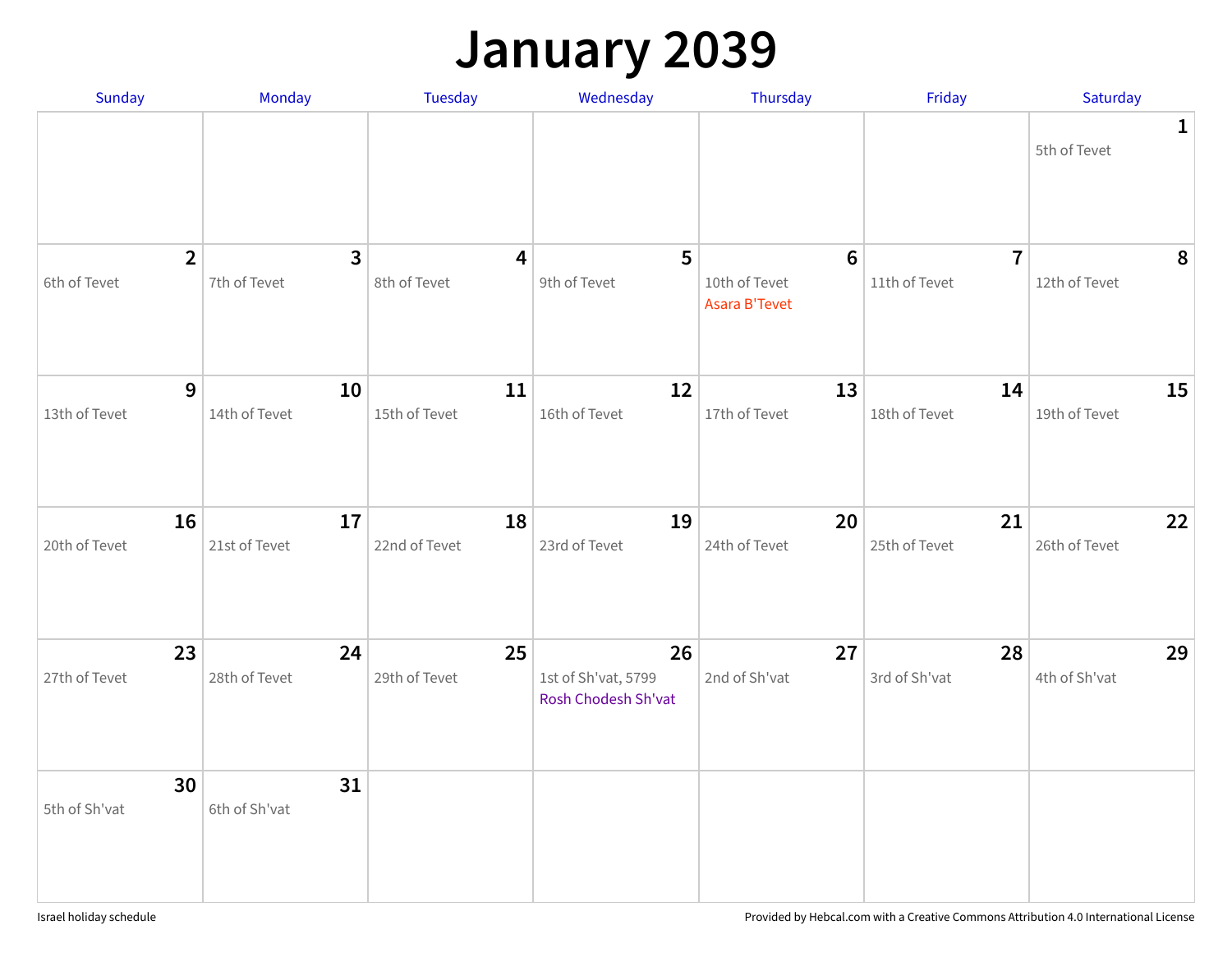# January 2039

| Sunday | Monday | Tuesday | Wednesday | Thursday | Friday | Saturday |
|---|---|---|---|---|---|---|
| | | | | | | **1**<br>5th of Tevet |
| **2**<br>6th of Tevet | **3**<br>7th of Tevet | **4**<br>8th of Tevet | **5**<br>9th of Tevet | **6**<br>10th of Tevet<br>Asara B'Tevet | **7**<br>11th of Tevet | **8**<br>12th of Tevet |
| **9**<br>13th of Tevet | **10**<br>14th of Tevet | **11**<br>15th of Tevet | **12**<br>16th of Tevet | **13**<br>17th of Tevet | **14**<br>18th of Tevet | **15**<br>19th of Tevet |
| **16**<br>20th of Tevet | **17**<br>21st of Tevet | **18**<br>22nd of Tevet | **19**<br>23rd of Tevet | **20**<br>24th of Tevet | **21**<br>25th of Tevet | **22**<br>26th of Tevet |
| **23**<br>27th of Tevet | **24**<br>28th of Tevet | **25**<br>29th of Tevet | **26**<br>1st of Sh'vat, 5799<br>Rosh Chodesh Sh'vat | **27**<br>2nd of Sh'vat | **28**<br>3rd of Sh'vat | **29**<br>4th of Sh'vat |
| **30**<br>5th of Sh'vat | **31**<br>6th of Sh'vat | | | | | |

Israel holiday schedule

Provided by Hebcal.com with a Creative Commons Attribution 4.0 International License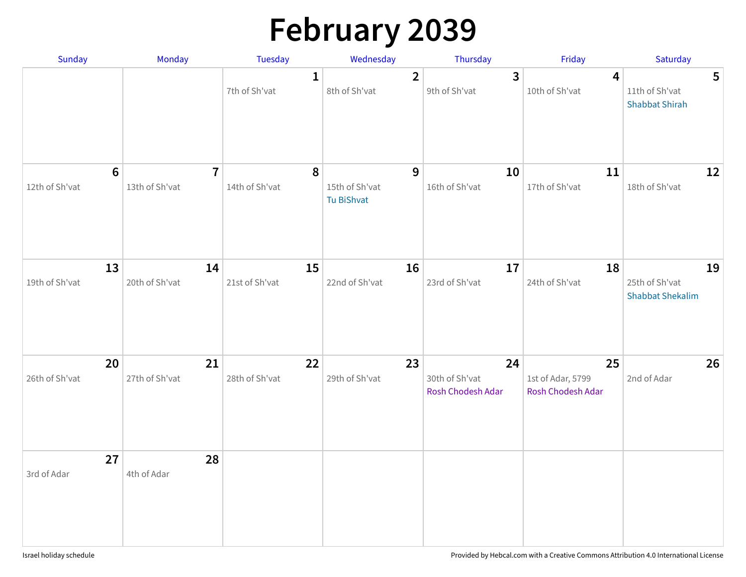# February 2039

| Sunday | Monday | Tuesday | Wednesday | Thursday | Friday | Saturday |
|---|---|---|---|---|---|---|
| | | **1** 7th of Sh'vat | **2** 8th of Sh'vat | **3** 9th of Sh'vat | **4** 10th of Sh'vat | **5** 11th of Sh'vat Shabbat Shirah |
| **6** 12th of Sh'vat | **7** 13th of Sh'vat | **8** 14th of Sh'vat | **9** 15th of Sh'vat Tu BiShvat | **10** 16th of Sh'vat | **11** 17th of Sh'vat | **12** 18th of Sh'vat |
| **13** 19th of Sh'vat | **14** 20th of Sh'vat | **15** 21st of Sh'vat | **16** 22nd of Sh'vat | **17** 23rd of Sh'vat | **18** 24th of Sh'vat | **19** 25th of Sh'vat Shabbat Shekalim |
| **20** 26th of Sh'vat | **21** 27th of Sh'vat | **22** 28th of Sh'vat | **23** 29th of Sh'vat | **24** 30th of Sh'vat Rosh Chodesh Adar | **25** 1st of Adar, 5799 Rosh Chodesh Adar | **26** 2nd of Adar |
| **27** 3rd of Adar | **28** 4th of Adar | | | | | |

Israel holiday schedule

Provided by Hebcal.com with a Creative Commons Attribution 4.0 International License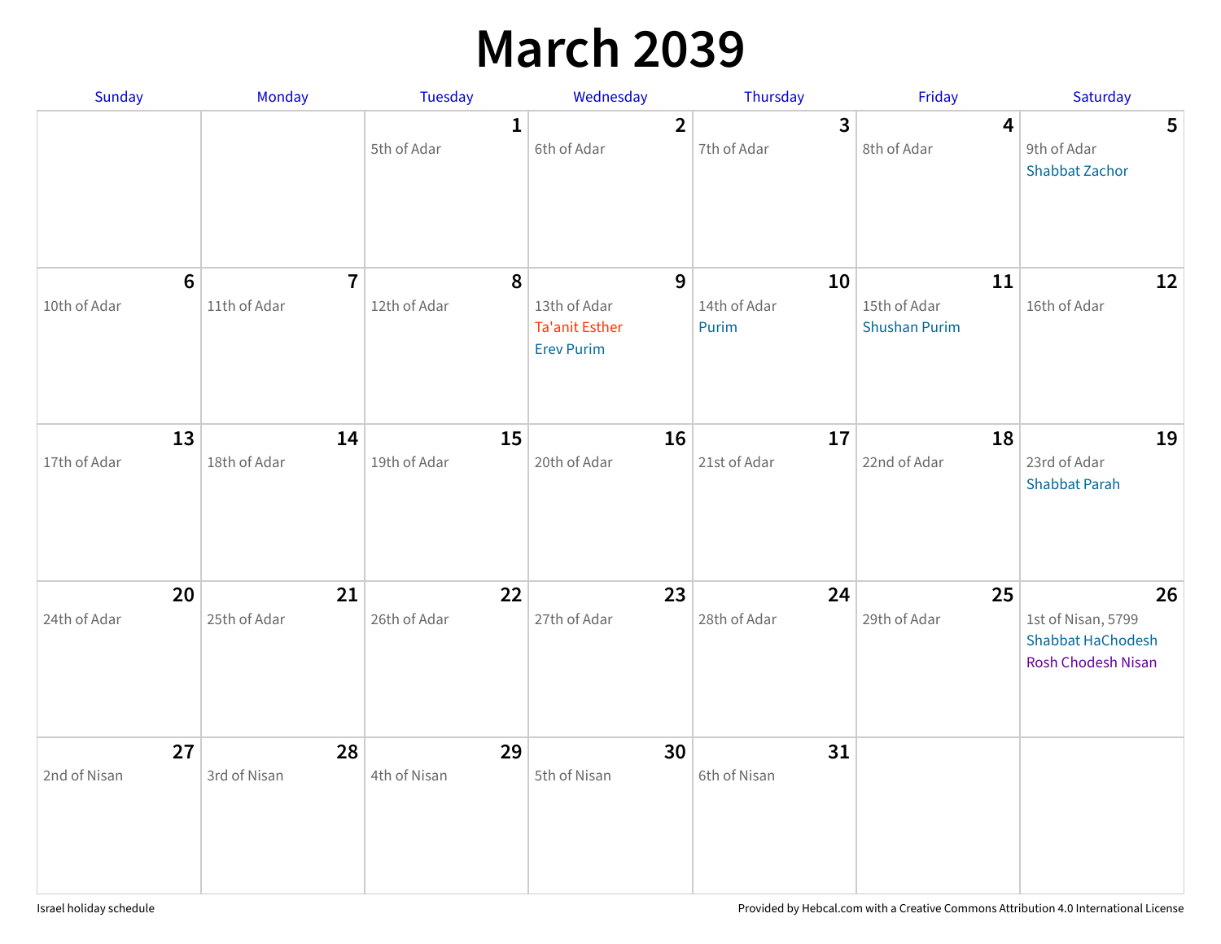# March 2039

| Sunday | Monday | Tuesday | Wednesday | Thursday | Friday | Saturday |
|---|---|---|---|---|---|---|
| | | **1**<br>5th of Adar | **2**<br>6th of Adar | **3**<br>7th of Adar | **4**<br>8th of Adar | **5**<br>9th of Adar<br>Shabbat Zachor |
| **6**<br>10th of Adar | **7**<br>11th of Adar | **8**<br>12th of Adar | **9**<br>13th of Adar<br>Ta'anit Esther<br>Erev Purim | **10**<br>14th of Adar<br>Purim | **11**<br>15th of Adar<br>Shushan Purim | **12**<br>16th of Adar |
| **13**<br>17th of Adar | **14**<br>18th of Adar | **15**<br>19th of Adar | **16**<br>20th of Adar | **17**<br>21st of Adar | **18**<br>22nd of Adar | **19**<br>23rd of Adar<br>Shabbat Parah |
| **20**<br>24th of Adar | **21**<br>25th of Adar | **22**<br>26th of Adar | **23**<br>27th of Adar | **24**<br>28th of Adar | **25**<br>29th of Adar | **26**<br>1st of Nisan, 5799<br>Shabbat HaChodesh<br>Rosh Chodesh Nisan |
| **27**<br>2nd of Nisan | **28**<br>3rd of Nisan | **29**<br>4th of Nisan | **30**<br>5th of Nisan | **31**<br>6th of Nisan | | |

Israel holiday schedule

Provided by Hebcal.com with a Creative Commons Attribution 4.0 International License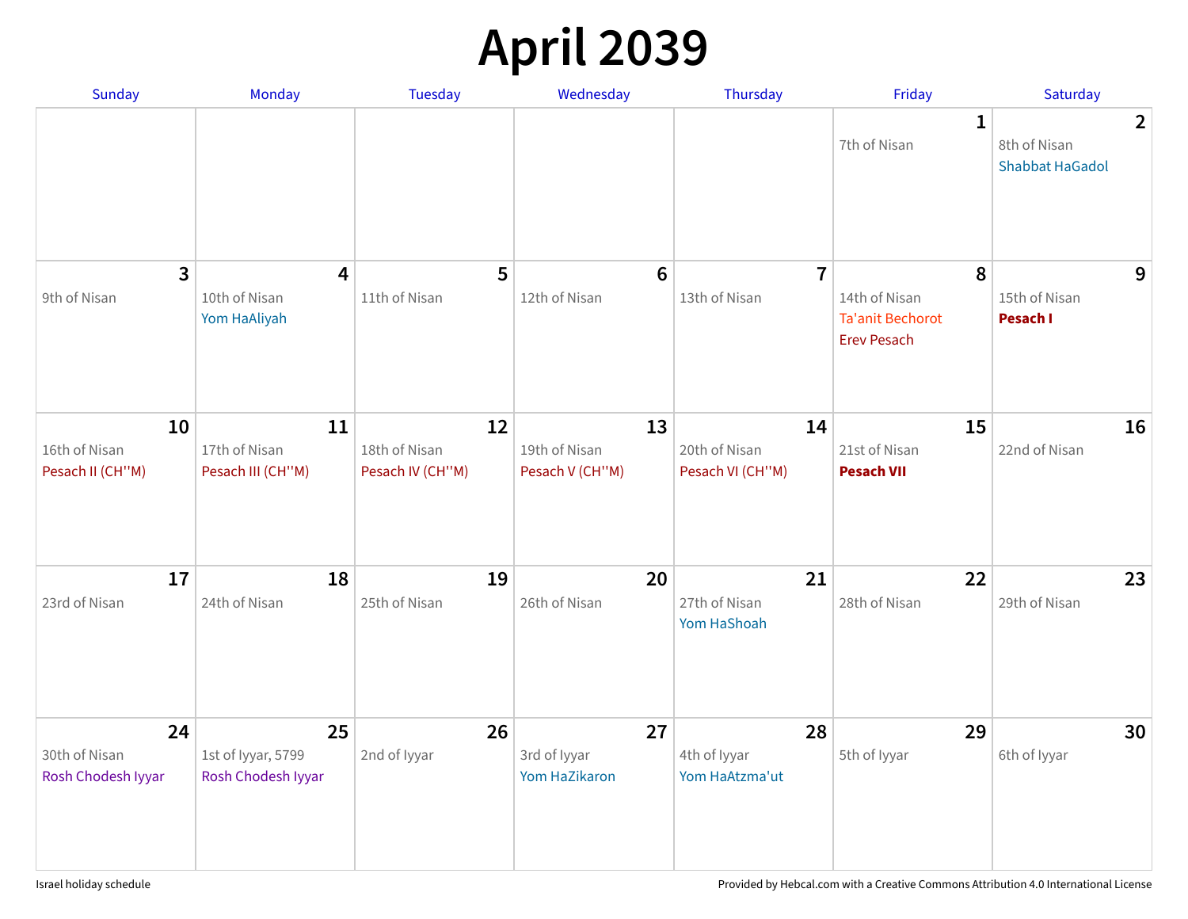# April 2039

| Sunday | Monday | Tuesday | Wednesday | Thursday | Friday | Saturday |
|---|---|---|---|---|---|---|
| | | | | | **1**<br>7th of Nisan | **2**<br>8th of Nisan<br>Shabbat HaGadol |
| **3**<br>9th of Nisan | **4**<br>10th of Nisan<br>Yom HaAliyah | **5**<br>11th of Nisan | **6**<br>12th of Nisan | **7**<br>13th of Nisan | **8**<br>14th of Nisan<br>Ta'anit Bechorot<br>Erev Pesach | **9**<br>15th of Nisan<br>**Pesach I** |
| **10**<br>16th of Nisan<br>Pesach II (CH''M) | **11**<br>17th of Nisan<br>Pesach III (CH''M) | **12**<br>18th of Nisan<br>Pesach IV (CH''M) | **13**<br>19th of Nisan<br>Pesach V (CH''M) | **14**<br>20th of Nisan<br>Pesach VI (CH''M) | **15**<br>21st of Nisan<br>**Pesach VII** | **16**<br>22nd of Nisan |
| **17**<br>23rd of Nisan | **18**<br>24th of Nisan | **19**<br>25th of Nisan | **20**<br>26th of Nisan | **21**<br>27th of Nisan<br>Yom HaShoah | **22**<br>28th of Nisan | **23**<br>29th of Nisan |
| **24**<br>30th of Nisan<br>Rosh Chodesh Iyyar | **25**<br>1st of Iyyar, 5799<br>Rosh Chodesh Iyyar | **26**<br>2nd of Iyyar | **27**<br>3rd of Iyyar<br>Yom HaZikaron | **28**<br>4th of Iyyar<br>Yom HaAtzma'ut | **29**<br>5th of Iyyar | **30**<br>6th of Iyyar |

Israel holiday schedule

Provided by Hebcal.com with a Creative Commons Attribution 4.0 International License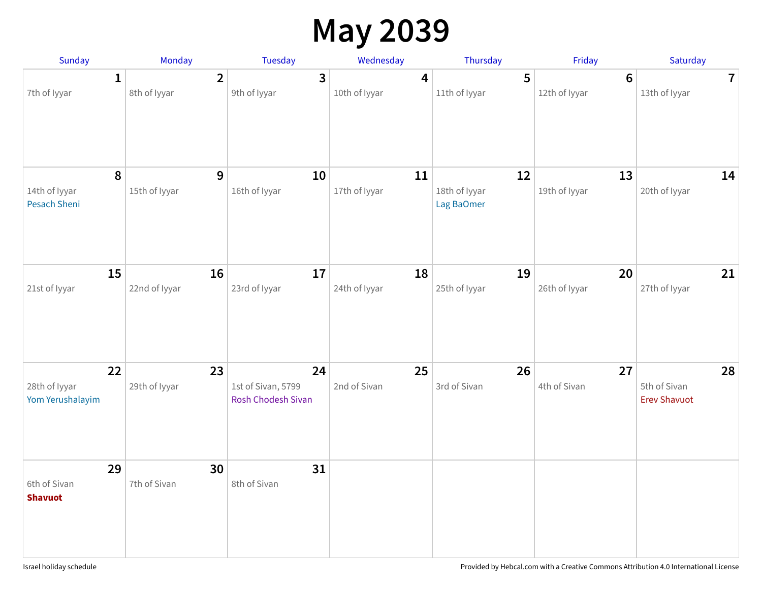# May 2039

| Sunday | Monday | Tuesday | Wednesday | Thursday | Friday | Saturday |
|---|---|---|---|---|---|---|
| **1** 7th of Iyyar | **2** 8th of Iyyar | **3** 9th of Iyyar | **4** 10th of Iyyar | **5** 11th of Iyyar | **6** 12th of Iyyar | **7** 13th of Iyyar |
| **8** 14th of Iyyar Pesach Sheni | **9** 15th of Iyyar | **10** 16th of Iyyar | **11** 17th of Iyyar | **12** 18th of Iyyar Lag BaOmer | **13** 19th of Iyyar | **14** 20th of Iyyar |
| **15** 21st of Iyyar | **16** 22nd of Iyyar | **17** 23rd of Iyyar | **18** 24th of Iyyar | **19** 25th of Iyyar | **20** 26th of Iyyar | **21** 27th of Iyyar |
| **22** 28th of Iyyar Yom Yerushalayim | **23** 29th of Iyyar | **24** 1st of Sivan, 5799 Rosh Chodesh Sivan | **25** 2nd of Sivan | **26** 3rd of Sivan | **27** 4th of Sivan | **28** 5th of Sivan Erev Shavuot |
| **29** 6th of Sivan **Shavuot** | **30** 7th of Sivan | **31** 8th of Sivan | | | | |

Israel holiday schedule

Provided by Hebcal.com with a Creative Commons Attribution 4.0 International License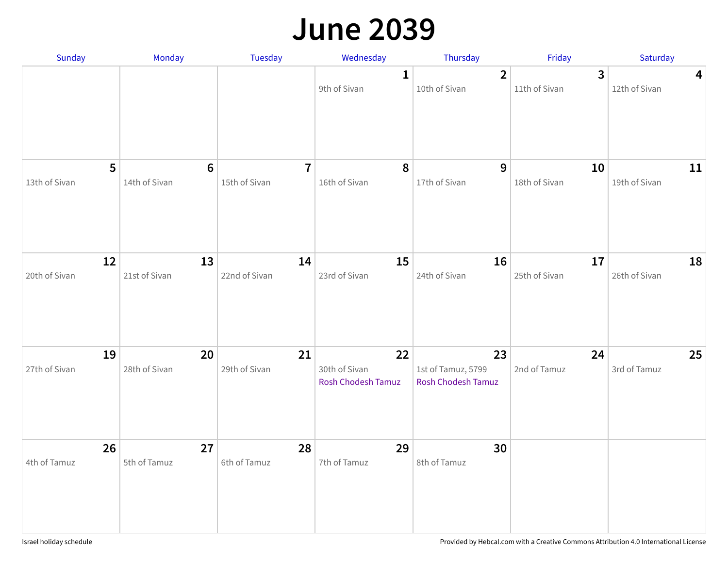# June 2039

| Sunday | Monday | Tuesday | Wednesday | Thursday | Friday | Saturday |
|---|---|---|---|---|---|---|
| | | | **1** 9th of Sivan | **2** 10th of Sivan | **3** 11th of Sivan | **4** 12th of Sivan |
| **5** 13th of Sivan | **6** 14th of Sivan | **7** 15th of Sivan | **8** 16th of Sivan | **9** 17th of Sivan | **10** 18th of Sivan | **11** 19th of Sivan |
| **12** 20th of Sivan | **13** 21st of Sivan | **14** 22nd of Sivan | **15** 23rd of Sivan | **16** 24th of Sivan | **17** 25th of Sivan | **18** 26th of Sivan |
| **19** 27th of Sivan | **20** 28th of Sivan | **21** 29th of Sivan | **22** 30th of Sivan Rosh Chodesh Tamuz | **23** 1st of Tamuz, 5799 Rosh Chodesh Tamuz | **24** 2nd of Tamuz | **25** 3rd of Tamuz |
| **26** 4th of Tamuz | **27** 5th of Tamuz | **28** 6th of Tamuz | **29** 7th of Tamuz | **30** 8th of Tamuz | | |

Israel holiday schedule

Provided by Hebcal.com with a Creative Commons Attribution 4.0 International License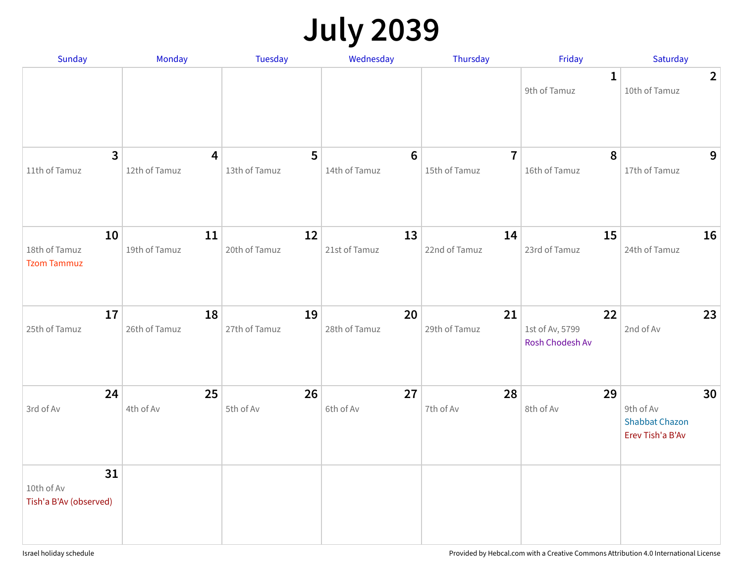# July 2039

| Sunday | Monday | Tuesday | Wednesday | Thursday | Friday | Saturday |
|---|---|---|---|---|---|---|
| | | | | | **1** 9th of Tamuz | **2** 10th of Tamuz |
| **3** 11th of Tamuz | **4** 12th of Tamuz | **5** 13th of Tamuz | **6** 14th of Tamuz | **7** 15th of Tamuz | **8** 16th of Tamuz | **9** 17th of Tamuz |
| **10** 18th of Tamuz Tzom Tammuz | **11** 19th of Tamuz | **12** 20th of Tamuz | **13** 21st of Tamuz | **14** 22nd of Tamuz | **15** 23rd of Tamuz | **16** 24th of Tamuz |
| **17** 25th of Tamuz | **18** 26th of Tamuz | **19** 27th of Tamuz | **20** 28th of Tamuz | **21** 29th of Tamuz | **22** 1st of Av, 5799 Rosh Chodesh Av | **23** 2nd of Av |
| **24** 3rd of Av | **25** 4th of Av | **26** 5th of Av | **27** 6th of Av | **28** 7th of Av | **29** 8th of Av | **30** 9th of Av Shabbat Chazon Erev Tish'a B'Av |
| **31** 10th of Av Tish'a B'Av (observed) | | | | | | |

Israel holiday schedule

Provided by Hebcal.com with a Creative Commons Attribution 4.0 International License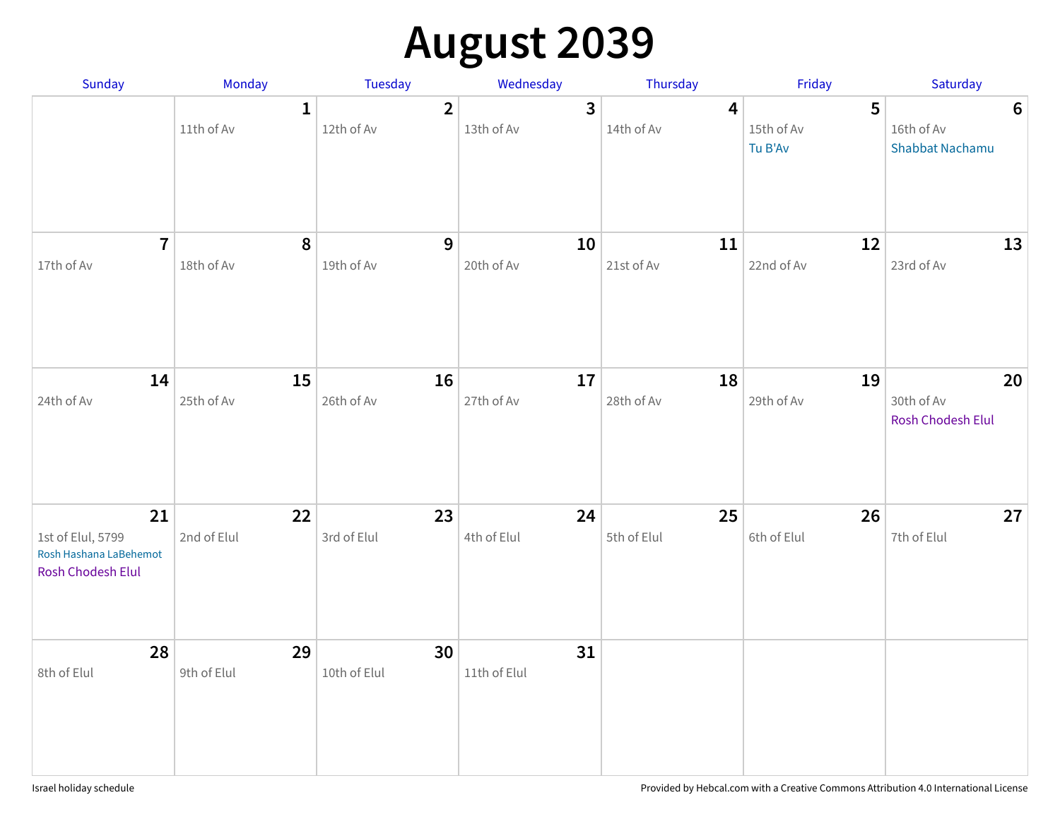# August 2039

| Sunday | Monday | Tuesday | Wednesday | Thursday | Friday | Saturday |
|---|---|---|---|---|---|---|
| | **1** 11th of Av | **2** 12th of Av | **3** 13th of Av | **4** 14th of Av | **5** 15th of Av Tu B'Av | **6** 16th of Av Shabbat Nachamu |
| **7** 17th of Av | **8** 18th of Av | **9** 19th of Av | **10** 20th of Av | **11** 21st of Av | **12** 22nd of Av | **13** 23rd of Av |
| **14** 24th of Av | **15** 25th of Av | **16** 26th of Av | **17** 27th of Av | **18** 28th of Av | **19** 29th of Av | **20** 30th of Av Rosh Chodesh Elul |
| **21** 1st of Elul, 5799 Rosh Hashana LaBehemot Rosh Chodesh Elul | **22** 2nd of Elul | **23** 3rd of Elul | **24** 4th of Elul | **25** 5th of Elul | **26** 6th of Elul | **27** 7th of Elul |
| **28** 8th of Elul | **29** 9th of Elul | **30** 10th of Elul | **31** 11th of Elul | | | |

Israel holiday schedule

Provided by Hebcal.com with a Creative Commons Attribution 4.0 International License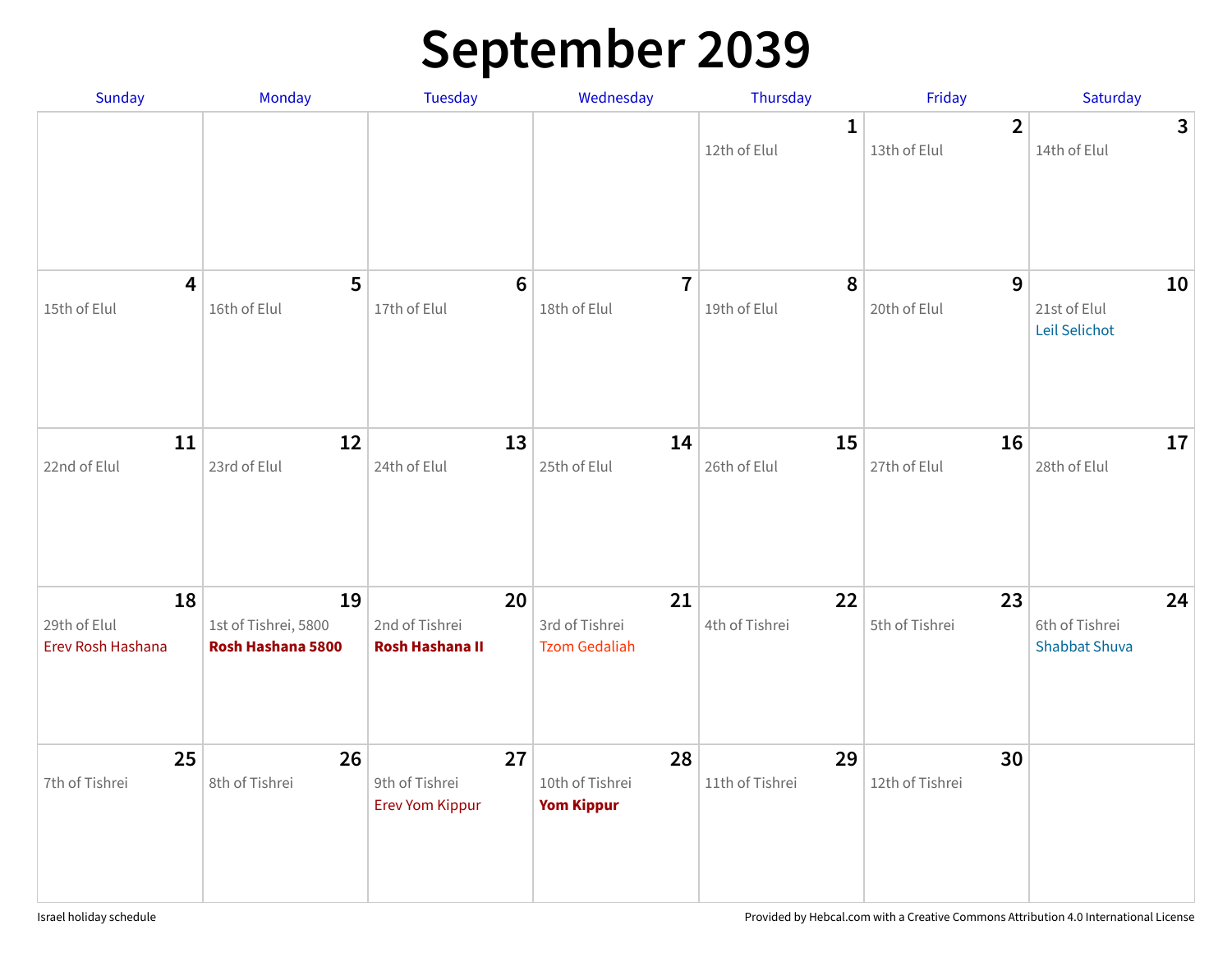# September 2039

| Sunday | Monday | Tuesday | Wednesday | Thursday | Friday | Saturday |
|---|---|---|---|---|---|---|
| | | | | **1**<br>12th of Elul | **2**<br>13th of Elul | **3**<br>14th of Elul |
| **4**<br>15th of Elul | **5**<br>16th of Elul | **6**<br>17th of Elul | **7**<br>18th of Elul | **8**<br>19th of Elul | **9**<br>20th of Elul | **10**<br>21st of Elul<br>Leil Selichot |
| **11**<br>22nd of Elul | **12**<br>23rd of Elul | **13**<br>24th of Elul | **14**<br>25th of Elul | **15**<br>26th of Elul | **16**<br>27th of Elul | **17**<br>28th of Elul |
| **18**<br>29th of Elul<br>Erev Rosh Hashana | **19**<br>1st of Tishrei, 5800<br>**Rosh Hashana 5800** | **20**<br>2nd of Tishrei<br>**Rosh Hashana II** | **21**<br>3rd of Tishrei<br>Tzom Gedaliah | **22**<br>4th of Tishrei | **23**<br>5th of Tishrei | **24**<br>6th of Tishrei<br>Shabbat Shuva |
| **25**<br>7th of Tishrei | **26**<br>8th of Tishrei | **27**<br>9th of Tishrei<br>Erev Yom Kippur | **28**<br>10th of Tishrei<br>**Yom Kippur** | **29**<br>11th of Tishrei | **30**<br>12th of Tishrei | |

Israel holiday schedule

Provided by Hebcal.com with a Creative Commons Attribution 4.0 International License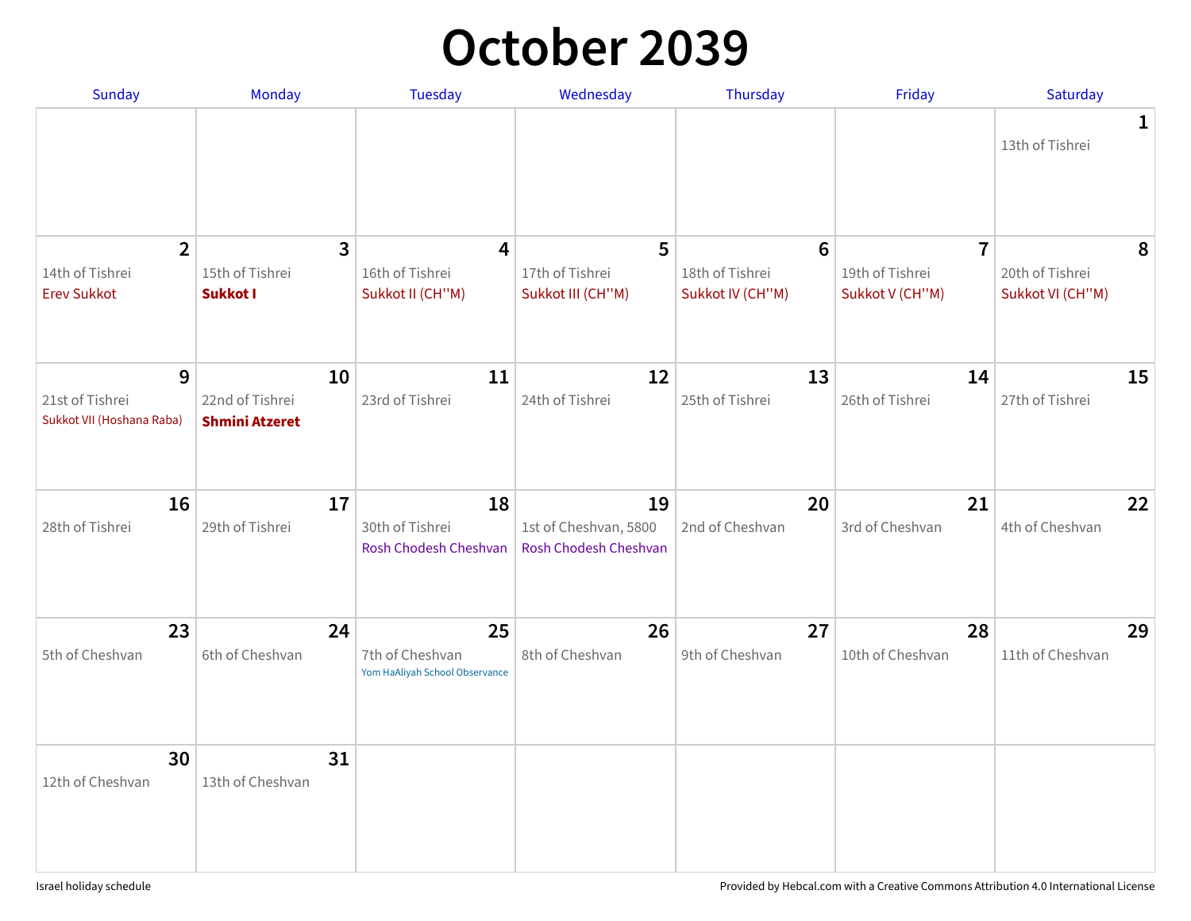# October 2039

| Sunday | Monday | Tuesday | Wednesday | Thursday | Friday | Saturday |
|---|---|---|---|---|---|---|
| | | | | | | **1**<br>13th of Tishrei |
| **2**<br>14th of Tishrei<br>Erev Sukkot | **3**<br>15th of Tishrei<br>**Sukkot I** | **4**<br>16th of Tishrei<br>Sukkot II (CH''M) | **5**<br>17th of Tishrei<br>Sukkot III (CH''M) | **6**<br>18th of Tishrei<br>Sukkot IV (CH''M) | **7**<br>19th of Tishrei<br>Sukkot V (CH''M) | **8**<br>20th of Tishrei<br>Sukkot VI (CH''M) |
| **9**<br>21st of Tishrei<br>Sukkot VII (Hoshana Raba) | **10**<br>22nd of Tishrei<br>**Shmini Atzeret** | **11**<br>23rd of Tishrei | **12**<br>24th of Tishrei | **13**<br>25th of Tishrei | **14**<br>26th of Tishrei | **15**<br>27th of Tishrei |
| **16**<br>28th of Tishrei | **17**<br>29th of Tishrei | **18**<br>30th of Tishrei<br>Rosh Chodesh Cheshvan | **19**<br>1st of Cheshvan, 5800<br>Rosh Chodesh Cheshvan | **20**<br>2nd of Cheshvan | **21**<br>3rd of Cheshvan | **22**<br>4th of Cheshvan |
| **23**<br>5th of Cheshvan | **24**<br>6th of Cheshvan | **25**<br>7th of Cheshvan<br>Yom HaAliyah School Observance | **26**<br>8th of Cheshvan | **27**<br>9th of Cheshvan | **28**<br>10th of Cheshvan | **29**<br>11th of Cheshvan |
| **30**<br>12th of Cheshvan | **31**<br>13th of Cheshvan | | | | | |

Israel holiday schedule

Provided by Hebcal.com with a Creative Commons Attribution 4.0 International License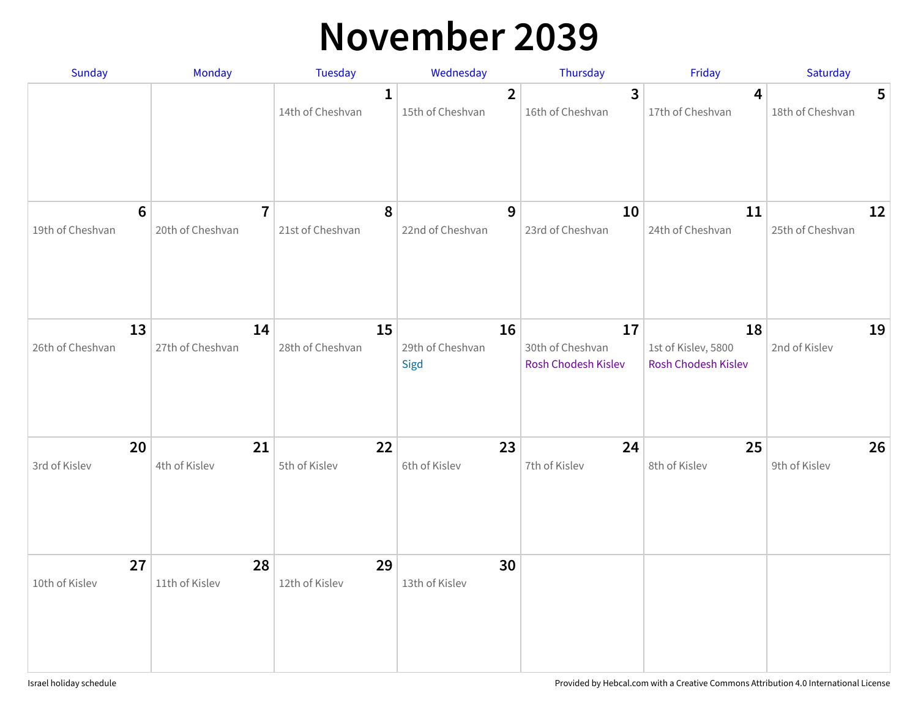# November 2039

| Sunday | Monday | Tuesday | Wednesday | Thursday | Friday | Saturday |
|---|---|---|---|---|---|---|
| | | **1** 14th of Cheshvan | **2** 15th of Cheshvan | **3** 16th of Cheshvan | **4** 17th of Cheshvan | **5** 18th of Cheshvan |
| **6** 19th of Cheshvan | **7** 20th of Cheshvan | **8** 21st of Cheshvan | **9** 22nd of Cheshvan | **10** 23rd of Cheshvan | **11** 24th of Cheshvan | **12** 25th of Cheshvan |
| **13** 26th of Cheshvan | **14** 27th of Cheshvan | **15** 28th of Cheshvan | **16** 29th of Cheshvan Sigd | **17** 30th of Cheshvan Rosh Chodesh Kislev | **18** 1st of Kislev, 5800 Rosh Chodesh Kislev | **19** 2nd of Kislev |
| **20** 3rd of Kislev | **21** 4th of Kislev | **22** 5th of Kislev | **23** 6th of Kislev | **24** 7th of Kislev | **25** 8th of Kislev | **26** 9th of Kislev |
| **27** 10th of Kislev | **28** 11th of Kislev | **29** 12th of Kislev | **30** 13th of Kislev | | | |

Israel holiday schedule

Provided by Hebcal.com with a Creative Commons Attribution 4.0 International License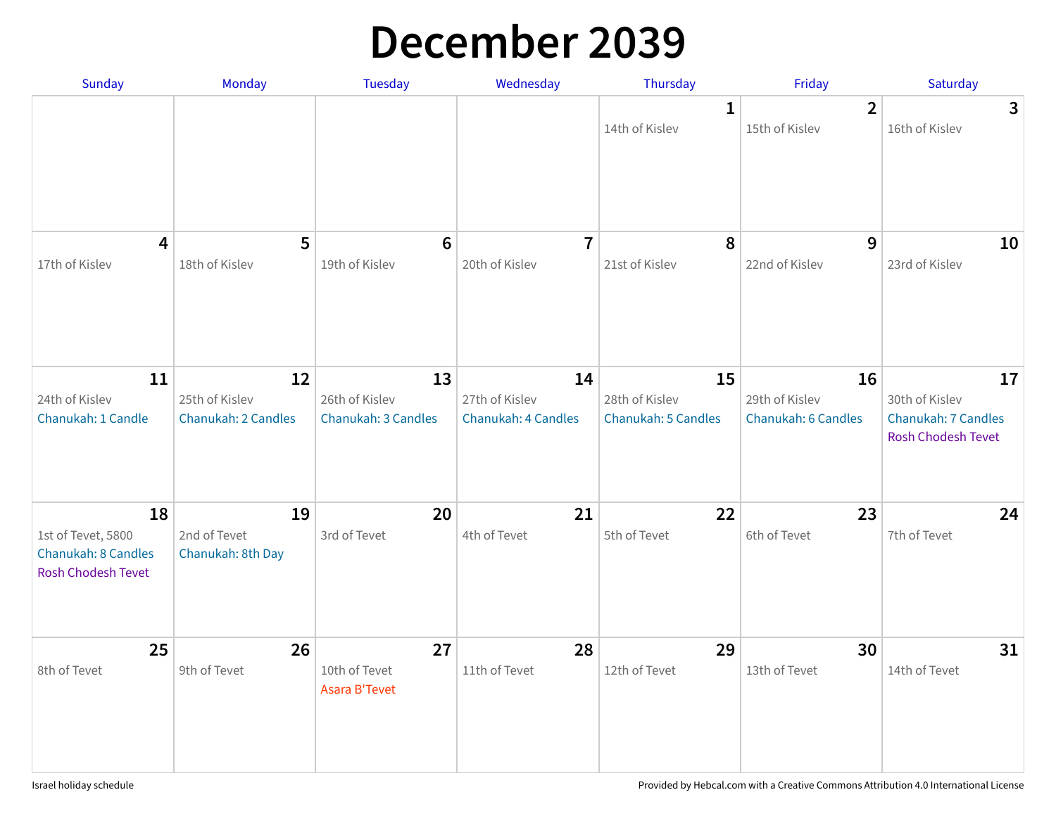# December 2039

| Sunday | Monday | Tuesday | Wednesday | Thursday | Friday | Saturday |
|---|---|---|---|---|---|---|
| | | | | **1** 14th of Kislev | **2** 15th of Kislev | **3** 16th of Kislev |
| **4** 17th of Kislev | **5** 18th of Kislev | **6** 19th of Kislev | **7** 20th of Kislev | **8** 21st of Kislev | **9** 22nd of Kislev | **10** 23rd of Kislev |
| **11** 24th of Kislev Chanukah: 1 Candle | **12** 25th of Kislev Chanukah: 2 Candles | **13** 26th of Kislev Chanukah: 3 Candles | **14** 27th of Kislev Chanukah: 4 Candles | **15** 28th of Kislev Chanukah: 5 Candles | **16** 29th of Kislev Chanukah: 6 Candles | **17** 30th of Kislev Chanukah: 7 Candles Rosh Chodesh Tevet |
| **18** 1st of Tevet, 5800 Chanukah: 8 Candles Rosh Chodesh Tevet | **19** 2nd of Tevet Chanukah: 8th Day | **20** 3rd of Tevet | **21** 4th of Tevet | **22** 5th of Tevet | **23** 6th of Tevet | **24** 7th of Tevet |
| **25** 8th of Tevet | **26** 9th of Tevet | **27** 10th of Tevet Asara B'Tevet | **28** 11th of Tevet | **29** 12th of Tevet | **30** 13th of Tevet | **31** 14th of Tevet |

Israel holiday schedule

Provided by Hebcal.com with a Creative Commons Attribution 4.0 International License